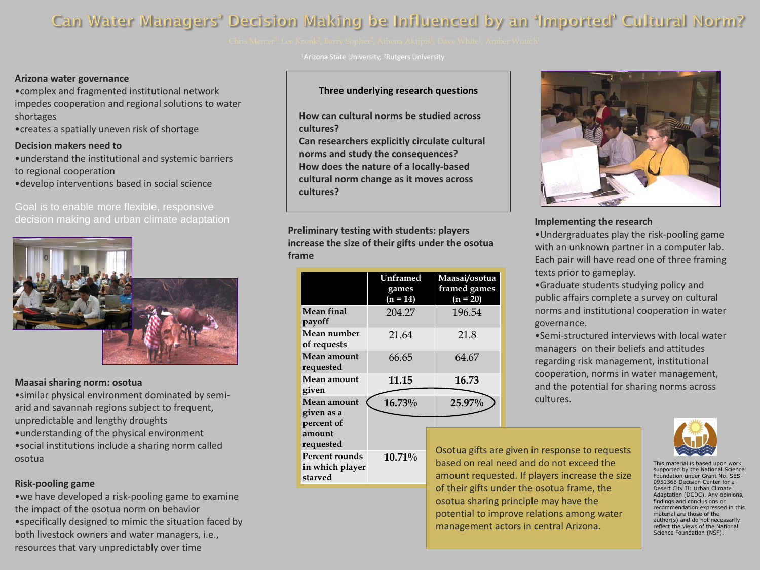# Can Water Managers' Decision Making be Influenced by an 'Imported' Cultural Norm?

Chris Mercer[1], Lee Cronk[2], Barry Sopher[2], Athena Aktipis[1], Dave White[1], Amber Wutich[1]

[1]Arizona State University, [2]Rutgers University

**Arizona water governance**

- complex and fragmented institutional network impedes cooperation and regional solutions to water shortages
- creates a spatially uneven risk of shortage

**Decision makers need to**

- understand the institutional and systemic barriers to regional cooperation
- develop interventions based in social science

Goal is to enable more flexible, responsive decision making and urban climate adaptation

**Maasai sharing norm: osotua**

- similar physical environment dominated by semi-arid and savannah regions subject to frequent, unpredictable and lengthy droughts
- understanding of the physical environment
- social institutions include a sharing norm called osotua

**Risk-pooling game**

- we have developed a risk-pooling game to examine the impact of the osotua norm on behavior
- specifically designed to mimic the situation faced by both livestock owners and water managers, i.e., resources that vary unpredictably over time

**Three underlying research questions**

**How can cultural norms be studied across cultures?**
**Can researchers explicitly circulate cultural norms and study the consequences?**
**How does the nature of a locally-based cultural norm change as it moves across cultures?**

**Preliminary testing with students: players increase the size of their gifts under the osotua frame**

| | Unframed games (n = 14) | Maasai/osotua framed games (n = 20) |
|---|---|---|
| Mean final payoff | 204.27 | 196.54 |
| Mean number of requests | 21.64 | 21.8 |
| Mean amount requested | 66.65 | 64.67 |
| Mean amount given | **11.15** | **16.73** |
| Mean amount given as a percent of amount requested | **16.73%** | **25.97%** |
| Percent rounds in which player starved | **10.71%** | |

Osotua gifts are given in response to requests based on real need and do not exceed the amount requested. If players increase the size of their gifts under the osotua frame, the osotua sharing principle may have the potential to improve relations among water management actors in central Arizona.

**Implementing the research**

- Undergraduates play the risk-pooling game with an unknown partner in a computer lab. Each pair will have read one of three framing texts prior to gameplay.
- Graduate students studying policy and public affairs complete a survey on cultural norms and institutional cooperation in water governance.
- Semi-structured interviews with local water managers on their beliefs and attitudes regarding risk management, institutional cooperation, norms in water management, and the potential for sharing norms across cultures.

This material is based upon work supported by the National Science Foundation under Grant No. SES-0951366 Decision Center for a Desert City II: Urban Climate Adaptation (DCDC). Any opinions, findings and conclusions or recommendation expressed in this material are those of the author(s) and do not necessarily reflect the views of the National Science Foundation (NSF).